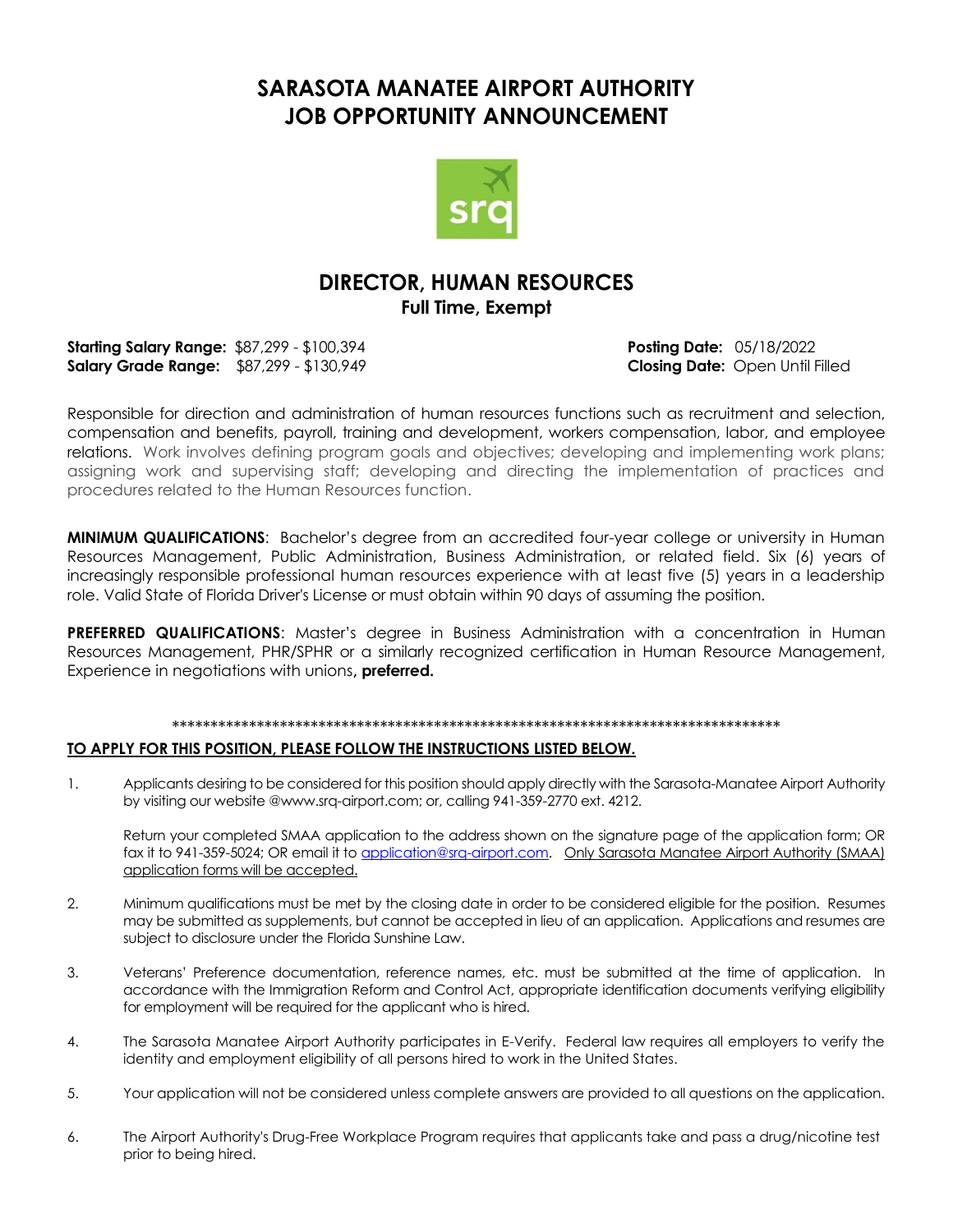# SARASOTA MANATEE AIRPORT AUTHORITY
# JOB OPPORTUNITY ANNOUNCEMENT

## DIRECTOR, HUMAN RESOURCES
**Full Time, Exempt**

**Starting Salary Range:** $87,299 - $100,394  
**Salary Grade Range:** $87,299 - $130,949  
**Posting Date:** 05/18/2022  
**Closing Date:** Open Until Filled

Responsible for direction and administration of human resources functions such as recruitment and selection, compensation and benefits, payroll, training and development, workers compensation, labor, and employee relations. Work involves defining program goals and objectives; developing and implementing work plans; assigning work and supervising staff; developing and directing the implementation of practices and procedures related to the Human Resources function.

**MINIMUM QUALIFICATIONS**: Bachelor's degree from an accredited four-year college or university in Human Resources Management, Public Administration, Business Administration, or related field. Six (6) years of increasingly responsible professional human resources experience with at least five (5) years in a leadership role. Valid State of Florida Driver's License or must obtain within 90 days of assuming the position.

**PREFERRED QUALIFICATIONS**: Master's degree in Business Administration with a concentration in Human Resources Management, PHR/SPHR or a similarly recognized certification in Human Resource Management, Experience in negotiations with unions**, preferred.**

*********************************************************************************

**TO APPLY FOR THIS POSITION, PLEASE FOLLOW THE INSTRUCTIONS LISTED BELOW.**

1. Applicants desiring to be considered for this position should apply directly with the Sarasota-Manatee Airport Authority by visiting our website @www.srq-airport.com; or, calling 941-359-2770 ext. 4212.

   Return your completed SMAA application to the address shown on the signature page of the application form; OR fax it to 941-359-5024; OR email it to application@srq-airport.com. Only Sarasota Manatee Airport Authority (SMAA) application forms will be accepted.

2. Minimum qualifications must be met by the closing date in order to be considered eligible for the position. Resumes may be submitted as supplements, but cannot be accepted in lieu of an application. Applications and resumes are subject to disclosure under the Florida Sunshine Law.

3. Veterans' Preference documentation, reference names, etc. must be submitted at the time of application. In accordance with the Immigration Reform and Control Act, appropriate identification documents verifying eligibility for employment will be required for the applicant who is hired.

4. The Sarasota Manatee Airport Authority participates in E-Verify. Federal law requires all employers to verify the identity and employment eligibility of all persons hired to work in the United States.

5. Your application will not be considered unless complete answers are provided to all questions on the application.

6. The Airport Authority's Drug-Free Workplace Program requires that applicants take and pass a drug/nicotine test prior to being hired.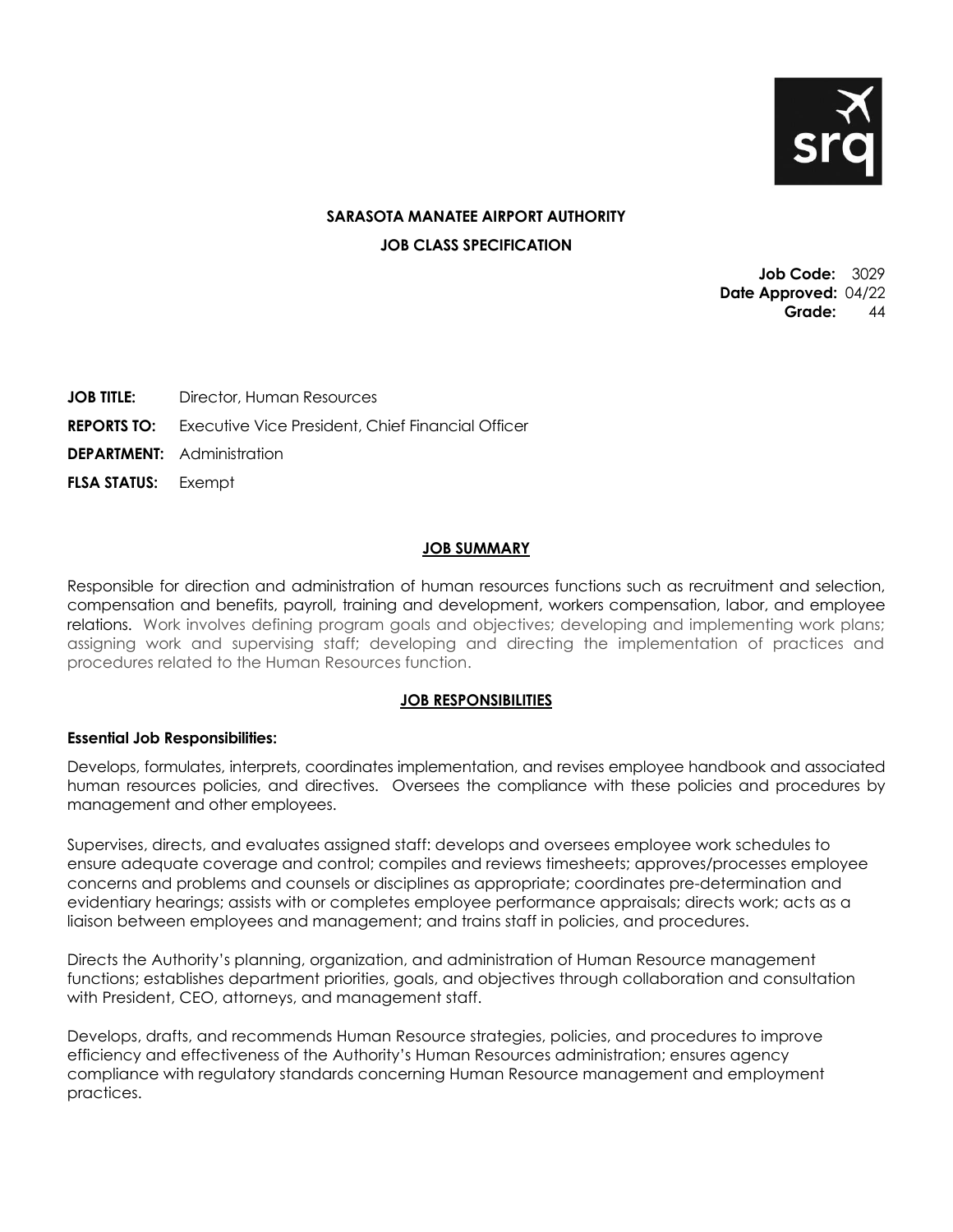**SARASOTA MANATEE AIRPORT AUTHORITY**

**JOB CLASS SPECIFICATION**

**Job Code:** 3029
**Date Approved:** 04/22
**Grade:** 44

**JOB TITLE:** Director, Human Resources

**REPORTS TO:** Executive Vice President, Chief Financial Officer

**DEPARTMENT:** Administration

**FLSA STATUS:** Exempt

## JOB SUMMARY

Responsible for direction and administration of human resources functions such as recruitment and selection, compensation and benefits, payroll, training and development, workers compensation, labor, and employee relations. Work involves defining program goals and objectives; developing and implementing work plans; assigning work and supervising staff; developing and directing the implementation of practices and procedures related to the Human Resources function.

## JOB RESPONSIBILITIES

**Essential Job Responsibilities:**

Develops, formulates, interprets, coordinates implementation, and revises employee handbook and associated human resources policies, and directives. Oversees the compliance with these policies and procedures by management and other employees.

Supervises, directs, and evaluates assigned staff: develops and oversees employee work schedules to ensure adequate coverage and control; compiles and reviews timesheets; approves/processes employee concerns and problems and counsels or disciplines as appropriate; coordinates pre-determination and evidentiary hearings; assists with or completes employee performance appraisals; directs work; acts as a liaison between employees and management; and trains staff in policies, and procedures.

Directs the Authority's planning, organization, and administration of Human Resource management functions; establishes department priorities, goals, and objectives through collaboration and consultation with President, CEO, attorneys, and management staff.

Develops, drafts, and recommends Human Resource strategies, policies, and procedures to improve efficiency and effectiveness of the Authority's Human Resources administration; ensures agency compliance with regulatory standards concerning Human Resource management and employment practices.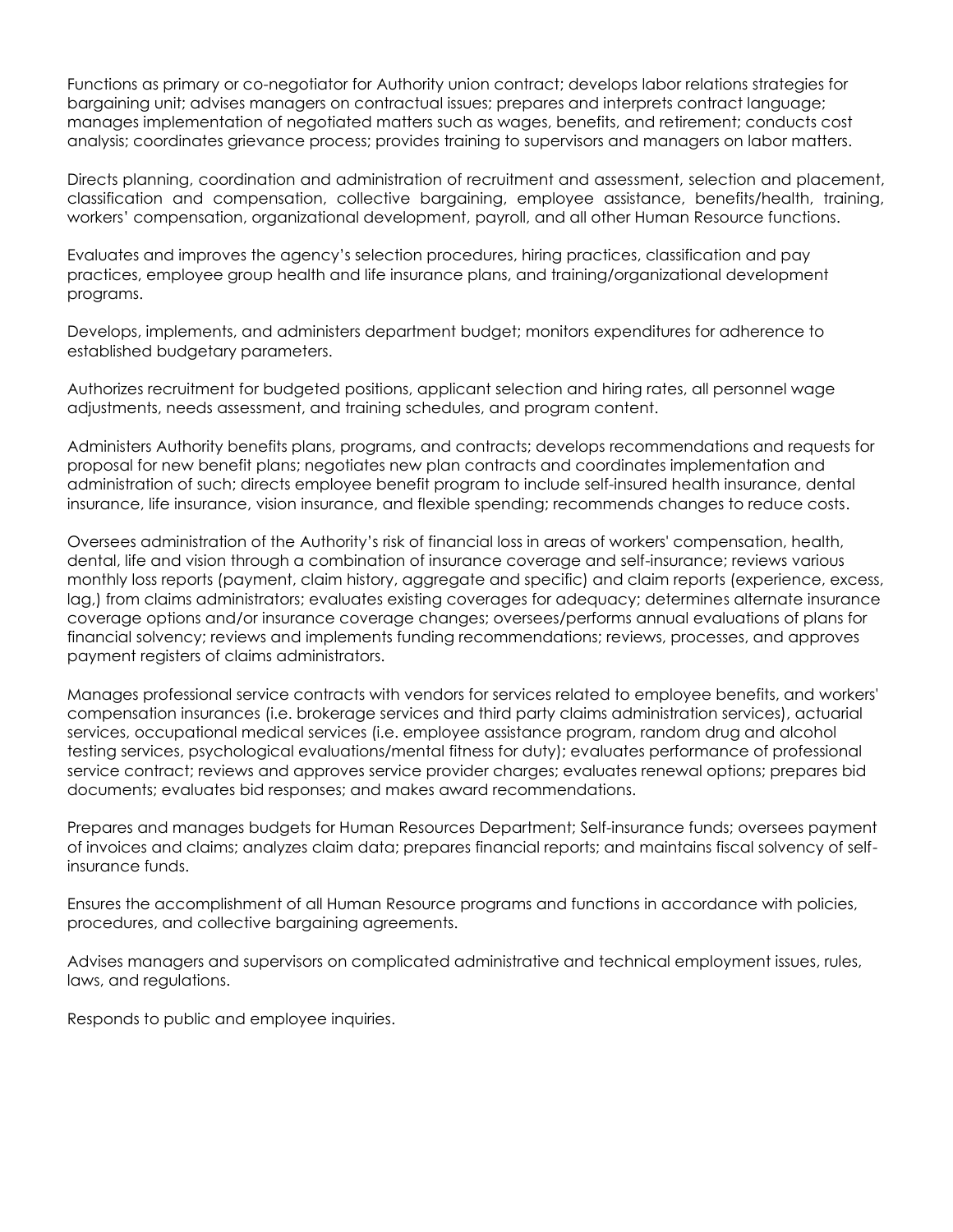Functions as primary or co-negotiator for Authority union contract; develops labor relations strategies for bargaining unit; advises managers on contractual issues; prepares and interprets contract language; manages implementation of negotiated matters such as wages, benefits, and retirement; conducts cost analysis; coordinates grievance process; provides training to supervisors and managers on labor matters.

Directs planning, coordination and administration of recruitment and assessment, selection and placement, classification and compensation, collective bargaining, employee assistance, benefits/health, training, workers' compensation, organizational development, payroll, and all other Human Resource functions.

Evaluates and improves the agency's selection procedures, hiring practices, classification and pay practices, employee group health and life insurance plans, and training/organizational development programs.

Develops, implements, and administers department budget; monitors expenditures for adherence to established budgetary parameters.

Authorizes recruitment for budgeted positions, applicant selection and hiring rates, all personnel wage adjustments, needs assessment, and training schedules, and program content.

Administers Authority benefits plans, programs, and contracts; develops recommendations and requests for proposal for new benefit plans; negotiates new plan contracts and coordinates implementation and administration of such; directs employee benefit program to include self-insured health insurance, dental insurance, life insurance, vision insurance, and flexible spending; recommends changes to reduce costs.

Oversees administration of the Authority's risk of financial loss in areas of workers' compensation, health, dental, life and vision through a combination of insurance coverage and self-insurance; reviews various monthly loss reports (payment, claim history, aggregate and specific) and claim reports (experience, excess, lag,) from claims administrators; evaluates existing coverages for adequacy; determines alternate insurance coverage options and/or insurance coverage changes; oversees/performs annual evaluations of plans for financial solvency; reviews and implements funding recommendations; reviews, processes, and approves payment registers of claims administrators.

Manages professional service contracts with vendors for services related to employee benefits, and workers' compensation insurances (i.e. brokerage services and third party claims administration services), actuarial services, occupational medical services (i.e. employee assistance program, random drug and alcohol testing services, psychological evaluations/mental fitness for duty); evaluates performance of professional service contract; reviews and approves service provider charges; evaluates renewal options; prepares bid documents; evaluates bid responses; and makes award recommendations.

Prepares and manages budgets for Human Resources Department; Self-insurance funds; oversees payment of invoices and claims; analyzes claim data; prepares financial reports; and maintains fiscal solvency of self-insurance funds.

Ensures the accomplishment of all Human Resource programs and functions in accordance with policies, procedures, and collective bargaining agreements.

Advises managers and supervisors on complicated administrative and technical employment issues, rules, laws, and regulations.

Responds to public and employee inquiries.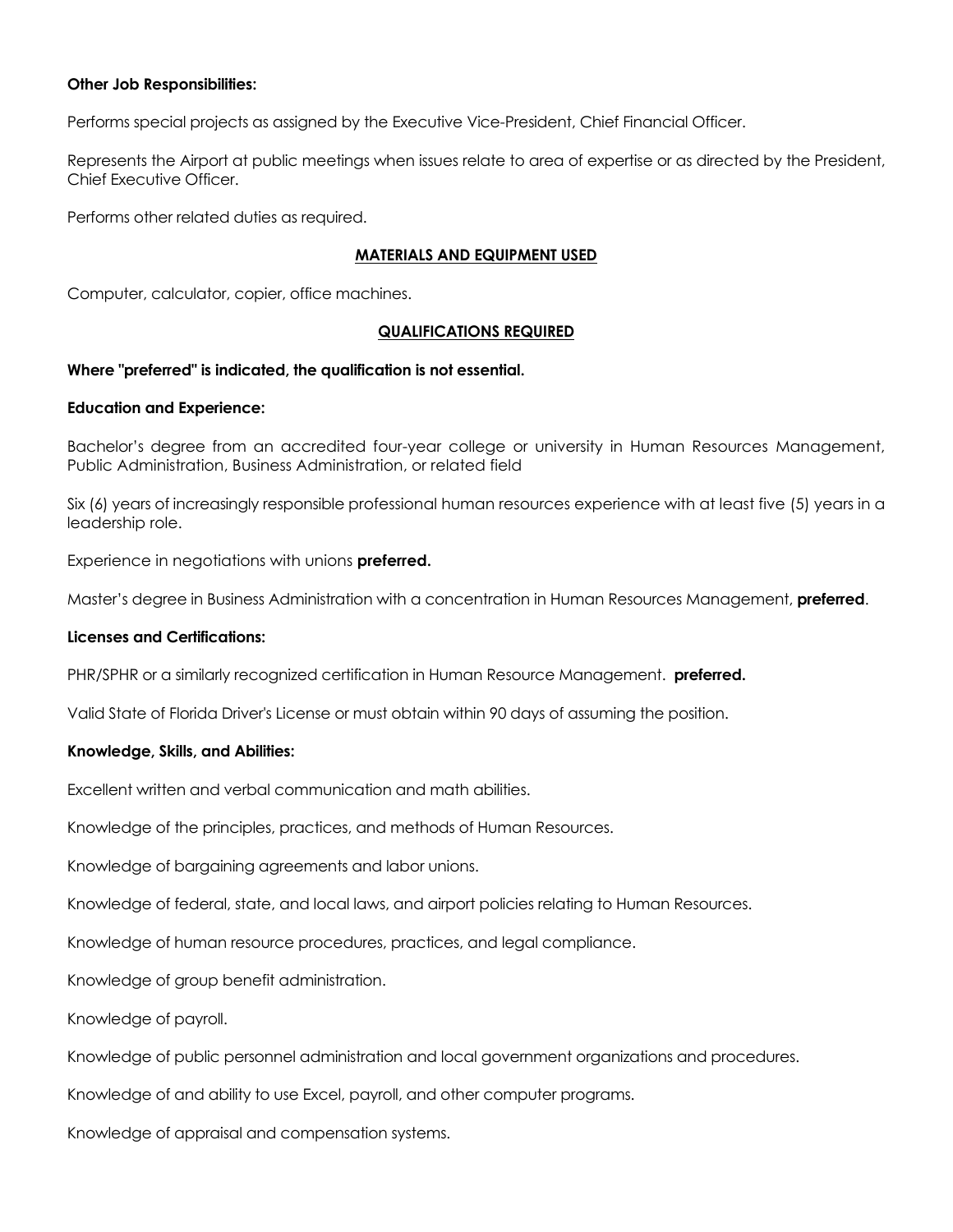**Other Job Responsibilities:**

Performs special projects as assigned by the Executive Vice-President, Chief Financial Officer.

Represents the Airport at public meetings when issues relate to area of expertise or as directed by the President, Chief Executive Officer.

Performs other related duties as required.

## MATERIALS AND EQUIPMENT USED

Computer, calculator, copier, office machines.

## QUALIFICATIONS REQUIRED

**Where "preferred" is indicated, the qualification is not essential.**

**Education and Experience:**

Bachelor's degree from an accredited four-year college or university in Human Resources Management, Public Administration, Business Administration, or related field

Six (6) years of increasingly responsible professional human resources experience with at least five (5) years in a leadership role.

Experience in negotiations with unions **preferred.**

Master's degree in Business Administration with a concentration in Human Resources Management, **preferred**.

**Licenses and Certifications:**

PHR/SPHR or a similarly recognized certification in Human Resource Management. **preferred.**

Valid State of Florida Driver's License or must obtain within 90 days of assuming the position.

**Knowledge, Skills, and Abilities:**

Excellent written and verbal communication and math abilities.

Knowledge of the principles, practices, and methods of Human Resources.

Knowledge of bargaining agreements and labor unions.

Knowledge of federal, state, and local laws, and airport policies relating to Human Resources.

Knowledge of human resource procedures, practices, and legal compliance.

Knowledge of group benefit administration.

Knowledge of payroll.

Knowledge of public personnel administration and local government organizations and procedures.

Knowledge of and ability to use Excel, payroll, and other computer programs.

Knowledge of appraisal and compensation systems.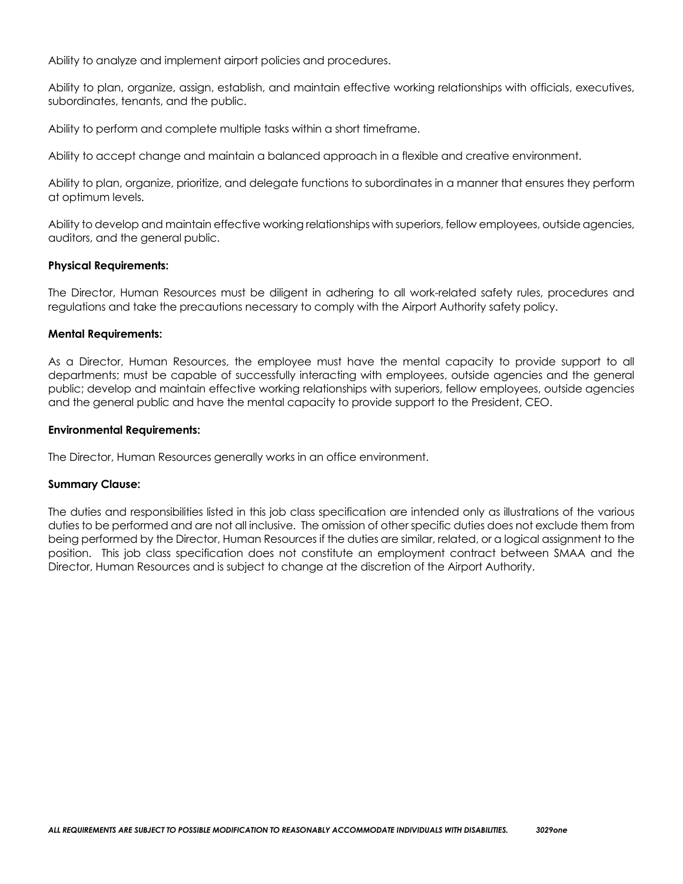Ability to analyze and implement airport policies and procedures.

Ability to plan, organize, assign, establish, and maintain effective working relationships with officials, executives, subordinates, tenants, and the public.

Ability to perform and complete multiple tasks within a short timeframe.

Ability to accept change and maintain a balanced approach in a flexible and creative environment.

Ability to plan, organize, prioritize, and delegate functions to subordinates in a manner that ensures they perform at optimum levels.

Ability to develop and maintain effective working relationships with superiors, fellow employees, outside agencies, auditors, and the general public.

**Physical Requirements:**

The Director, Human Resources must be diligent in adhering to all work-related safety rules, procedures and regulations and take the precautions necessary to comply with the Airport Authority safety policy.

**Mental Requirements:**

As a Director, Human Resources, the employee must have the mental capacity to provide support to all departments; must be capable of successfully interacting with employees, outside agencies and the general public; develop and maintain effective working relationships with superiors, fellow employees, outside agencies and the general public and have the mental capacity to provide support to the President, CEO.

**Environmental Requirements:**

The Director, Human Resources generally works in an office environment.

**Summary Clause:**

The duties and responsibilities listed in this job class specification are intended only as illustrations of the various duties to be performed and are not all inclusive. The omission of other specific duties does not exclude them from being performed by the Director, Human Resources if the duties are similar, related, or a logical assignment to the position. This job class specification does not constitute an employment contract between SMAA and the Director, Human Resources and is subject to change at the discretion of the Airport Authority.

***ALL REQUIREMENTS ARE SUBJECT TO POSSIBLE MODIFICATION TO REASONABLY ACCOMMODATE INDIVIDUALS WITH DISABILITIES.*** ***3029one***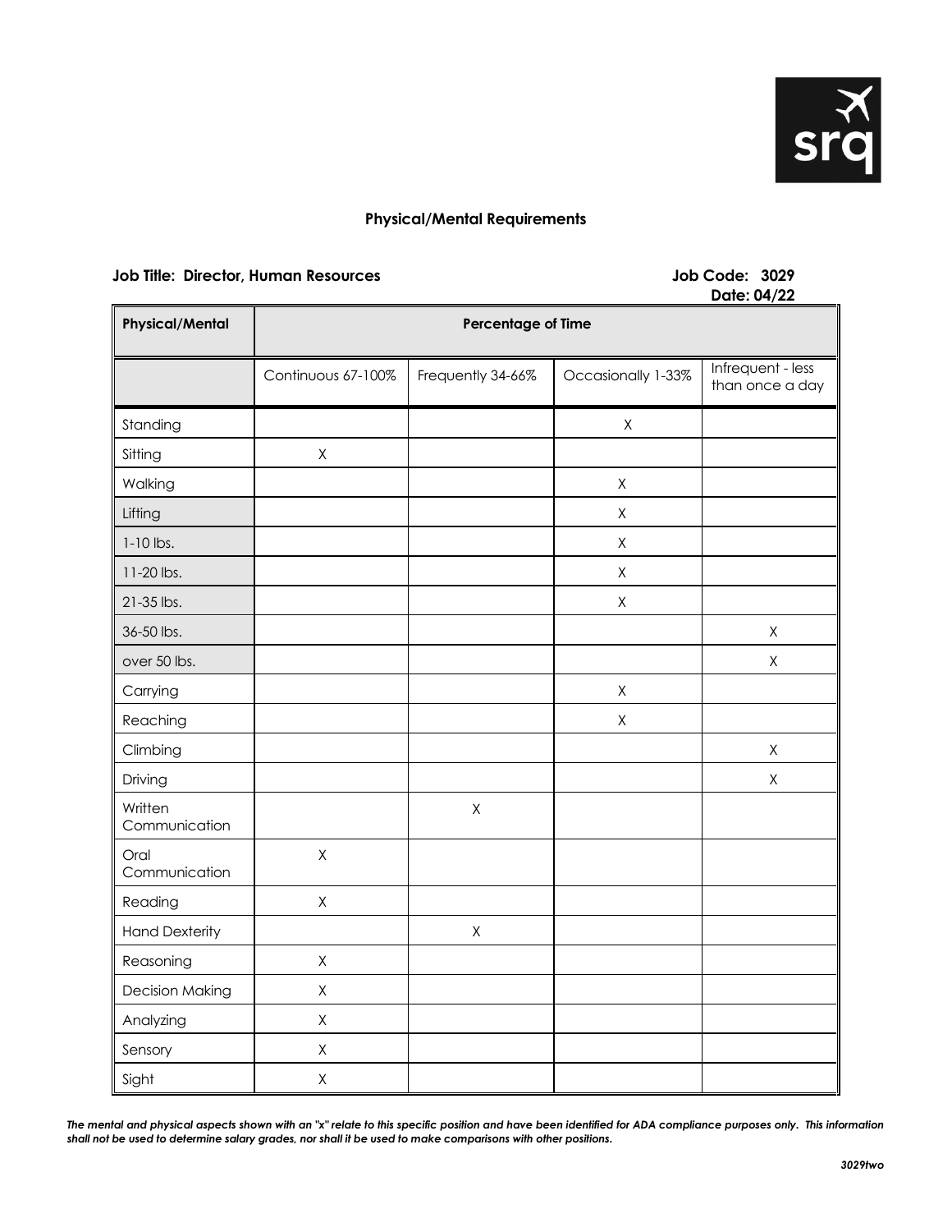## Physical/Mental Requirements

**Job Title: Director, Human Resources** **Job Code: 3029**

**Date: 04/22**

| Physical/Mental | Percentage of Time | | | |
|---|---|---|---|---|
| | Continuous 67-100% | Frequently 34-66% | Occasionally 1-33% | Infrequent - less than once a day |
| Standing | | | X | |
| Sitting | X | | | |
| Walking | | | X | |
| Lifting | | | X | |
| 1-10 lbs. | | | X | |
| 11-20 lbs. | | | X | |
| 21-35 lbs. | | | X | |
| 36-50 lbs. | | | | X |
| over 50 lbs. | | | | X |
| Carrying | | | X | |
| Reaching | | | X | |
| Climbing | | | | X |
| Driving | | | | X |
| Written Communication | | X | | |
| Oral Communication | X | | | |
| Reading | X | | | |
| Hand Dexterity | | X | | |
| Reasoning | X | | | |
| Decision Making | X | | | |
| Analyzing | X | | | |
| Sensory | X | | | |
| Sight | X | | | |

***The mental and physical aspects shown with an "x" relate to this specific position and have been identified for ADA compliance purposes only. This information shall not be used to determine salary grades, nor shall it be used to make comparisons with other positions.***

***3029two***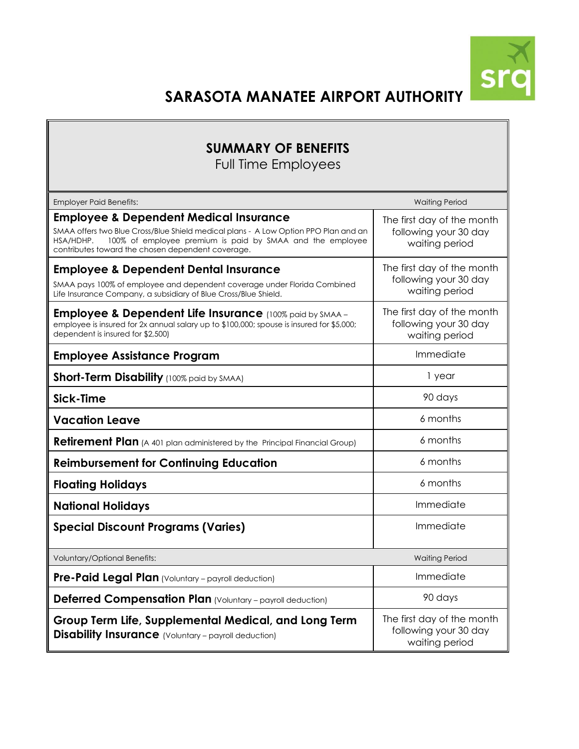# SARASOTA MANATEE AIRPORT AUTHORITY

## SUMMARY OF BENEFITS

Full Time Employees

| Employer Paid Benefits: | Waiting Period |
|---|---|
| **Employee & Dependent Medical Insurance**<br>SMAA offers two Blue Cross/Blue Shield medical plans - A Low Option PPO Plan and an HSA/HDHP. 100% of employee premium is paid by SMAA and the employee contributes toward the chosen dependent coverage. | The first day of the month following your 30 day waiting period |
| **Employee & Dependent Dental Insurance**<br>SMAA pays 100% of employee and dependent coverage under Florida Combined Life Insurance Company, a subsidiary of Blue Cross/Blue Shield. | The first day of the month following your 30 day waiting period |
| **Employee & Dependent Life Insurance** (100% paid by SMAA – employee is insured for 2x annual salary up to $100,000; spouse is insured for $5,000; dependent is insured for $2,500) | The first day of the month following your 30 day waiting period |
| **Employee Assistance Program** | Immediate |
| **Short-Term Disability** (100% paid by SMAA) | 1 year |
| **Sick-Time** | 90 days |
| **Vacation Leave** | 6 months |
| **Retirement Plan** (A 401 plan administered by the Principal Financial Group) | 6 months |
| **Reimbursement for Continuing Education** | 6 months |
| **Floating Holidays** | 6 months |
| **National Holidays** | Immediate |
| **Special Discount Programs (Varies)** | Immediate |
| Voluntary/Optional Benefits: | Waiting Period |
| **Pre-Paid Legal Plan** (Voluntary – payroll deduction) | Immediate |
| **Deferred Compensation Plan** (Voluntary – payroll deduction) | 90 days |
| **Group Term Life, Supplemental Medical, and Long Term Disability Insurance** (Voluntary – payroll deduction) | The first day of the month following your 30 day waiting period |